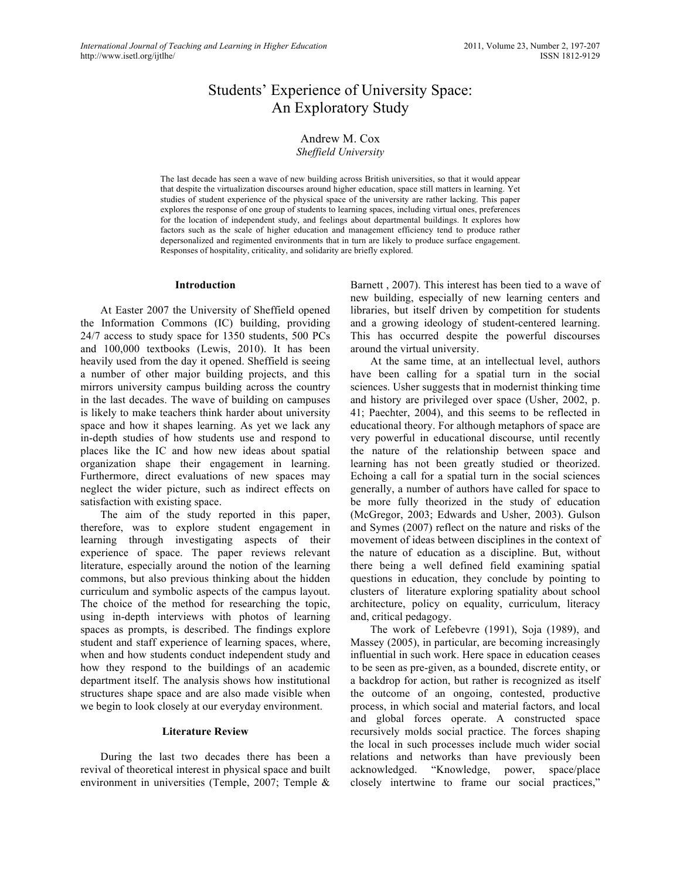# Students' Experience of University Space: An Exploratory Study

Andrew M. Cox
*Sheffield University*

The last decade has seen a wave of new building across British universities, so that it would appear that despite the virtualization discourses around higher education, space still matters in learning. Yet studies of student experience of the physical space of the university are rather lacking. This paper explores the response of one group of students to learning spaces, including virtual ones, preferences for the location of independent study, and feelings about departmental buildings. It explores how factors such as the scale of higher education and management efficiency tend to produce rather depersonalized and regimented environments that in turn are likely to produce surface engagement. Responses of hospitality, criticality, and solidarity are briefly explored.

## Introduction

At Easter 2007 the University of Sheffield opened the Information Commons (IC) building, providing 24/7 access to study space for 1350 students, 500 PCs and 100,000 textbooks (Lewis, 2010). It has been heavily used from the day it opened. Sheffield is seeing a number of other major building projects, and this mirrors university campus building across the country in the last decades. The wave of building on campuses is likely to make teachers think harder about university space and how it shapes learning. As yet we lack any in-depth studies of how students use and respond to places like the IC and how new ideas about spatial organization shape their engagement in learning. Furthermore, direct evaluations of new spaces may neglect the wider picture, such as indirect effects on satisfaction with existing space.

The aim of the study reported in this paper, therefore, was to explore student engagement in learning through investigating aspects of their experience of space. The paper reviews relevant literature, especially around the notion of the learning commons, but also previous thinking about the hidden curriculum and symbolic aspects of the campus layout. The choice of the method for researching the topic, using in-depth interviews with photos of learning spaces as prompts, is described. The findings explore student and staff experience of learning spaces, where, when and how students conduct independent study and how they respond to the buildings of an academic department itself. The analysis shows how institutional structures shape space and are also made visible when we begin to look closely at our everyday environment.

## Literature Review

During the last two decades there has been a revival of theoretical interest in physical space and built environment in universities (Temple, 2007; Temple & Barnett , 2007). This interest has been tied to a wave of new building, especially of new learning centers and libraries, but itself driven by competition for students and a growing ideology of student-centered learning. This has occurred despite the powerful discourses around the virtual university.

At the same time, at an intellectual level, authors have been calling for a spatial turn in the social sciences. Usher suggests that in modernist thinking time and history are privileged over space (Usher, 2002, p. 41; Paechter, 2004), and this seems to be reflected in educational theory. For although metaphors of space are very powerful in educational discourse, until recently the nature of the relationship between space and learning has not been greatly studied or theorized. Echoing a call for a spatial turn in the social sciences generally, a number of authors have called for space to be more fully theorized in the study of education (McGregor, 2003; Edwards and Usher, 2003). Gulson and Symes (2007) reflect on the nature and risks of the movement of ideas between disciplines in the context of the nature of education as a discipline. But, without there being a well defined field examining spatial questions in education, they conclude by pointing to clusters of literature exploring spatiality about school architecture, policy on equality, curriculum, literacy and, critical pedagogy.

The work of Lefebevre (1991), Soja (1989), and Massey (2005), in particular, are becoming increasingly influential in such work. Here space in education ceases to be seen as pre-given, as a bounded, discrete entity, or a backdrop for action, but rather is recognized as itself the outcome of an ongoing, contested, productive process, in which social and material factors, and local and global forces operate. A constructed space recursively molds social practice. The forces shaping the local in such processes include much wider social relations and networks than have previously been acknowledged. "Knowledge, power, space/place closely intertwine to frame our social practices,"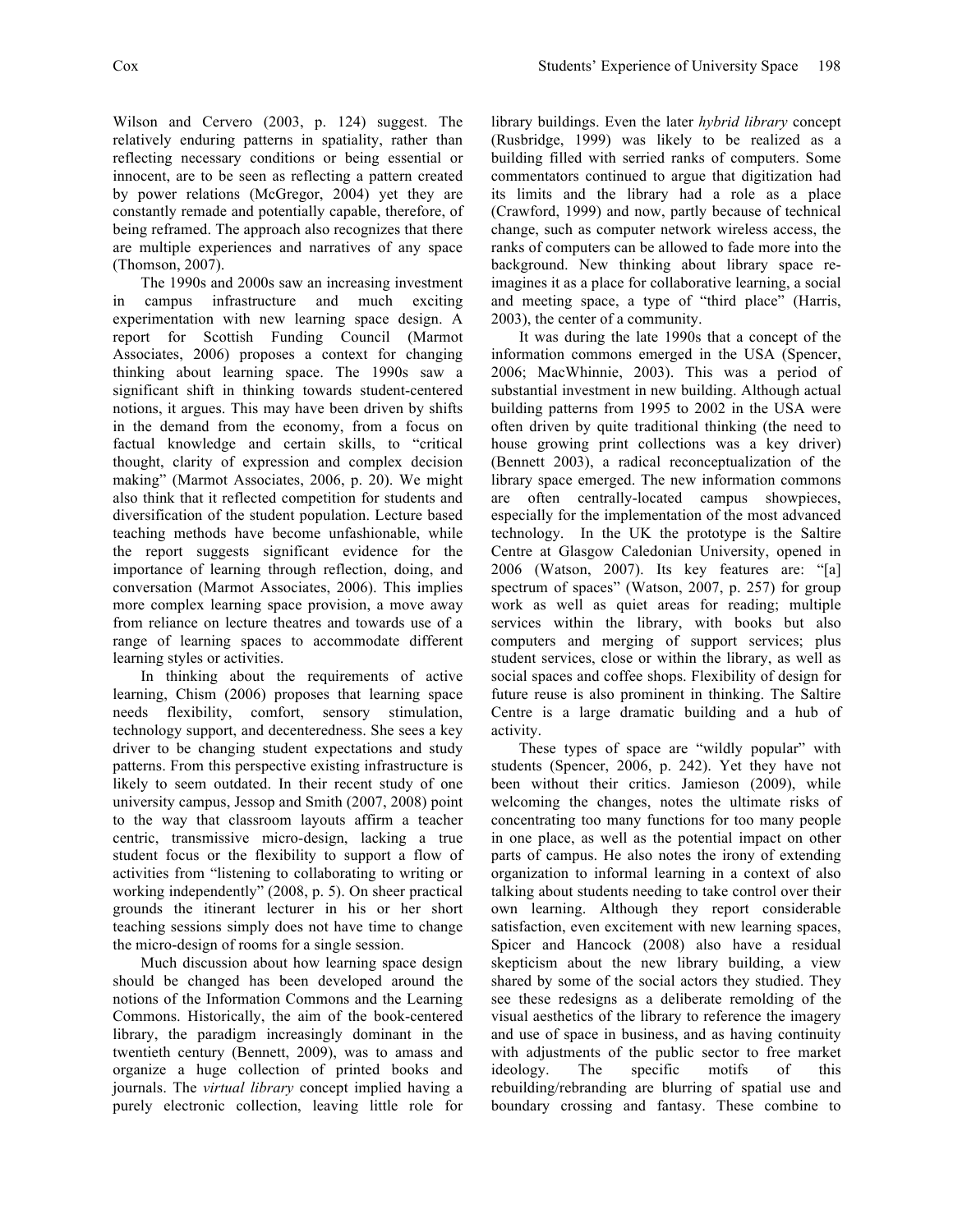Wilson and Cervero (2003, p. 124) suggest. The relatively enduring patterns in spatiality, rather than reflecting necessary conditions or being essential or innocent, are to be seen as reflecting a pattern created by power relations (McGregor, 2004) yet they are constantly remade and potentially capable, therefore, of being reframed. The approach also recognizes that there are multiple experiences and narratives of any space (Thomson, 2007).

The 1990s and 2000s saw an increasing investment in campus infrastructure and much exciting experimentation with new learning space design. A report for Scottish Funding Council (Marmot Associates, 2006) proposes a context for changing thinking about learning space. The 1990s saw a significant shift in thinking towards student-centered notions, it argues. This may have been driven by shifts in the demand from the economy, from a focus on factual knowledge and certain skills, to "critical thought, clarity of expression and complex decision making" (Marmot Associates, 2006, p. 20). We might also think that it reflected competition for students and diversification of the student population. Lecture based teaching methods have become unfashionable, while the report suggests significant evidence for the importance of learning through reflection, doing, and conversation (Marmot Associates, 2006). This implies more complex learning space provision, a move away from reliance on lecture theatres and towards use of a range of learning spaces to accommodate different learning styles or activities.

In thinking about the requirements of active learning, Chism (2006) proposes that learning space needs flexibility, comfort, sensory stimulation, technology support, and decenteredness. She sees a key driver to be changing student expectations and study patterns. From this perspective existing infrastructure is likely to seem outdated. In their recent study of one university campus, Jessop and Smith (2007, 2008) point to the way that classroom layouts affirm a teacher centric, transmissive micro-design, lacking a true student focus or the flexibility to support a flow of activities from "listening to collaborating to writing or working independently" (2008, p. 5). On sheer practical grounds the itinerant lecturer in his or her short teaching sessions simply does not have time to change the micro-design of rooms for a single session.

Much discussion about how learning space design should be changed has been developed around the notions of the Information Commons and the Learning Commons. Historically, the aim of the book-centered library, the paradigm increasingly dominant in the twentieth century (Bennett, 2009), was to amass and organize a huge collection of printed books and journals. The *virtual library* concept implied having a purely electronic collection, leaving little role for library buildings. Even the later *hybrid library* concept (Rusbridge, 1999) was likely to be realized as a building filled with serried ranks of computers. Some commentators continued to argue that digitization had its limits and the library had a role as a place (Crawford, 1999) and now, partly because of technical change, such as computer network wireless access, the ranks of computers can be allowed to fade more into the background. New thinking about library space re-imagines it as a place for collaborative learning, a social and meeting space, a type of "third place" (Harris, 2003), the center of a community.

It was during the late 1990s that a concept of the information commons emerged in the USA (Spencer, 2006; MacWhinnie, 2003). This was a period of substantial investment in new building. Although actual building patterns from 1995 to 2002 in the USA were often driven by quite traditional thinking (the need to house growing print collections was a key driver) (Bennett 2003), a radical reconceptualization of the library space emerged. The new information commons are often centrally-located campus showpieces, especially for the implementation of the most advanced technology. In the UK the prototype is the Saltire Centre at Glasgow Caledonian University, opened in 2006 (Watson, 2007). Its key features are: "[a] spectrum of spaces" (Watson, 2007, p. 257) for group work as well as quiet areas for reading; multiple services within the library, with books but also computers and merging of support services; plus student services, close or within the library, as well as social spaces and coffee shops. Flexibility of design for future reuse is also prominent in thinking. The Saltire Centre is a large dramatic building and a hub of activity.

These types of space are "wildly popular" with students (Spencer, 2006, p. 242). Yet they have not been without their critics. Jamieson (2009), while welcoming the changes, notes the ultimate risks of concentrating too many functions for too many people in one place, as well as the potential impact on other parts of campus. He also notes the irony of extending organization to informal learning in a context of also talking about students needing to take control over their own learning. Although they report considerable satisfaction, even excitement with new learning spaces, Spicer and Hancock (2008) also have a residual skepticism about the new library building, a view shared by some of the social actors they studied. They see these redesigns as a deliberate remolding of the visual aesthetics of the library to reference the imagery and use of space in business, and as having continuity with adjustments of the public sector to free market ideology. The specific motifs of this rebuilding/rebranding are blurring of spatial use and boundary crossing and fantasy. These combine to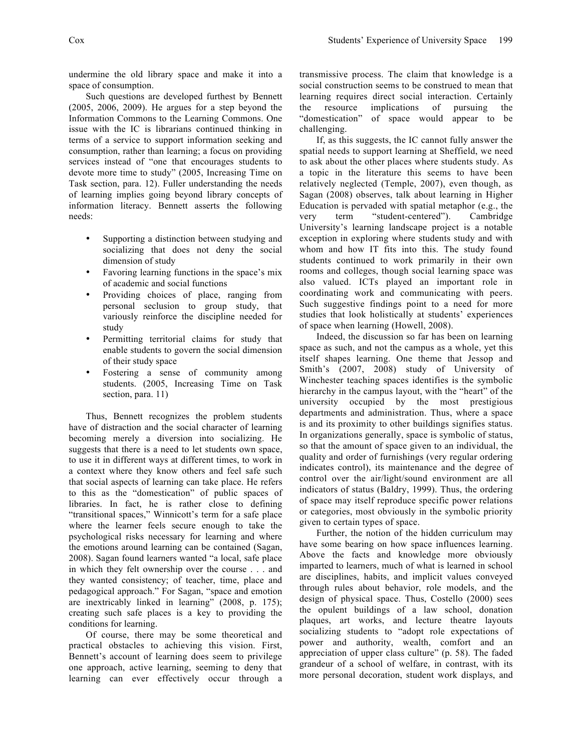undermine the old library space and make it into a space of consumption.

Such questions are developed furthest by Bennett (2005, 2006, 2009). He argues for a step beyond the Information Commons to the Learning Commons. One issue with the IC is librarians continued thinking in terms of a service to support information seeking and consumption, rather than learning; a focus on providing services instead of "one that encourages students to devote more time to study" (2005, Increasing Time on Task section, para. 12). Fuller understanding the needs of learning implies going beyond library concepts of information literacy. Bennett asserts the following needs:

- Supporting a distinction between studying and socializing that does not deny the social dimension of study
- Favoring learning functions in the space's mix of academic and social functions
- Providing choices of place, ranging from personal seclusion to group study, that variously reinforce the discipline needed for study
- Permitting territorial claims for study that enable students to govern the social dimension of their study space
- Fostering a sense of community among students. (2005, Increasing Time on Task section, para. 11)

Thus, Bennett recognizes the problem students have of distraction and the social character of learning becoming merely a diversion into socializing. He suggests that there is a need to let students own space, to use it in different ways at different times, to work in a context where they know others and feel safe such that social aspects of learning can take place. He refers to this as the "domestication" of public spaces of libraries. In fact, he is rather close to defining "transitional spaces," Winnicott's term for a safe place where the learner feels secure enough to take the psychological risks necessary for learning and where the emotions around learning can be contained (Sagan, 2008). Sagan found learners wanted "a local, safe place in which they felt ownership over the course . . . and they wanted consistency; of teacher, time, place and pedagogical approach." For Sagan, "space and emotion are inextricably linked in learning" (2008, p. 175); creating such safe places is a key to providing the conditions for learning.

Of course, there may be some theoretical and practical obstacles to achieving this vision. First, Bennett's account of learning does seem to privilege one approach, active learning, seeming to deny that learning can ever effectively occur through a transmissive process. The claim that knowledge is a social construction seems to be construed to mean that learning requires direct social interaction. Certainly the resource implications of pursuing the "domestication" of space would appear to be challenging.

If, as this suggests, the IC cannot fully answer the spatial needs to support learning at Sheffield, we need to ask about the other places where students study. As a topic in the literature this seems to have been relatively neglected (Temple, 2007), even though, as Sagan (2008) observes, talk about learning in Higher Education is pervaded with spatial metaphor (e.g., the very term "student-centered"). Cambridge University's learning landscape project is a notable exception in exploring where students study and with whom and how IT fits into this. The study found students continued to work primarily in their own rooms and colleges, though social learning space was also valued. ICTs played an important role in coordinating work and communicating with peers. Such suggestive findings point to a need for more studies that look holistically at students' experiences of space when learning (Howell, 2008).

Indeed, the discussion so far has been on learning space as such, and not the campus as a whole, yet this itself shapes learning. One theme that Jessop and Smith's (2007, 2008) study of University of Winchester teaching spaces identifies is the symbolic hierarchy in the campus layout, with the "heart" of the university occupied by the most prestigious departments and administration. Thus, where a space is and its proximity to other buildings signifies status. In organizations generally, space is symbolic of status, so that the amount of space given to an individual, the quality and order of furnishings (very regular ordering indicates control), its maintenance and the degree of control over the air/light/sound environment are all indicators of status (Baldry, 1999). Thus, the ordering of space may itself reproduce specific power relations or categories, most obviously in the symbolic priority given to certain types of space.

Further, the notion of the hidden curriculum may have some bearing on how space influences learning. Above the facts and knowledge more obviously imparted to learners, much of what is learned in school are disciplines, habits, and implicit values conveyed through rules about behavior, role models, and the design of physical space. Thus, Costello (2000) sees the opulent buildings of a law school, donation plaques, art works, and lecture theatre layouts socializing students to "adopt role expectations of power and authority, wealth, comfort and an appreciation of upper class culture" (p. 58). The faded grandeur of a school of welfare, in contrast, with its more personal decoration, student work displays, and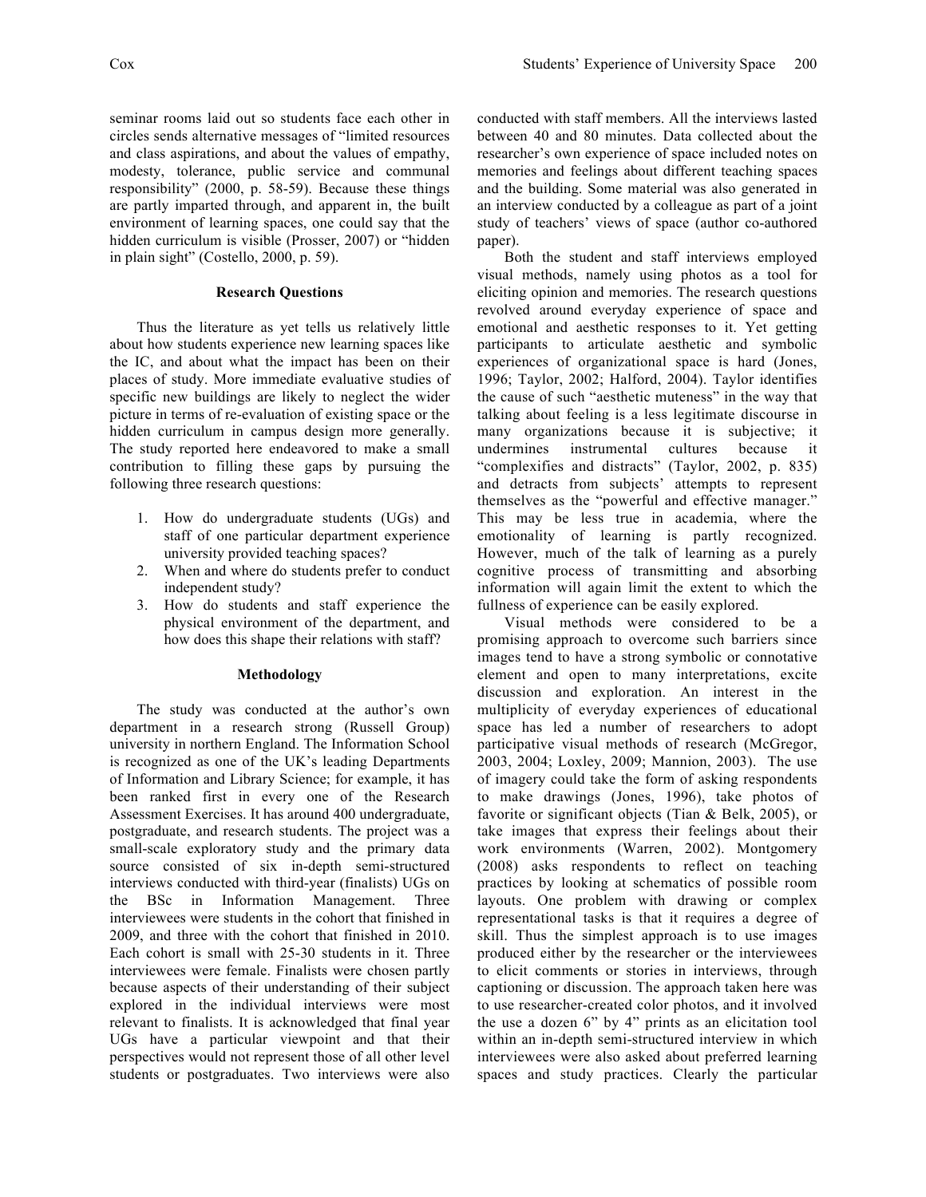seminar rooms laid out so students face each other in circles sends alternative messages of "limited resources and class aspirations, and about the values of empathy, modesty, tolerance, public service and communal responsibility" (2000, p. 58-59). Because these things are partly imparted through, and apparent in, the built environment of learning spaces, one could say that the hidden curriculum is visible (Prosser, 2007) or "hidden in plain sight" (Costello, 2000, p. 59).

## Research Questions

Thus the literature as yet tells us relatively little about how students experience new learning spaces like the IC, and about what the impact has been on their places of study. More immediate evaluative studies of specific new buildings are likely to neglect the wider picture in terms of re-evaluation of existing space or the hidden curriculum in campus design more generally. The study reported here endeavored to make a small contribution to filling these gaps by pursuing the following three research questions:

1. How do undergraduate students (UGs) and staff of one particular department experience university provided teaching spaces?
2. When and where do students prefer to conduct independent study?
3. How do students and staff experience the physical environment of the department, and how does this shape their relations with staff?

## Methodology

The study was conducted at the author's own department in a research strong (Russell Group) university in northern England. The Information School is recognized as one of the UK's leading Departments of Information and Library Science; for example, it has been ranked first in every one of the Research Assessment Exercises. It has around 400 undergraduate, postgraduate, and research students. The project was a small-scale exploratory study and the primary data source consisted of six in-depth semi-structured interviews conducted with third-year (finalists) UGs on the BSc in Information Management. Three interviewees were students in the cohort that finished in 2009, and three with the cohort that finished in 2010. Each cohort is small with 25-30 students in it. Three interviewees were female. Finalists were chosen partly because aspects of their understanding of their subject explored in the individual interviews were most relevant to finalists. It is acknowledged that final year UGs have a particular viewpoint and that their perspectives would not represent those of all other level students or postgraduates. Two interviews were also conducted with staff members. All the interviews lasted between 40 and 80 minutes. Data collected about the researcher's own experience of space included notes on memories and feelings about different teaching spaces and the building. Some material was also generated in an interview conducted by a colleague as part of a joint study of teachers' views of space (author co-authored paper).

Both the student and staff interviews employed visual methods, namely using photos as a tool for eliciting opinion and memories. The research questions revolved around everyday experience of space and emotional and aesthetic responses to it. Yet getting participants to articulate aesthetic and symbolic experiences of organizational space is hard (Jones, 1996; Taylor, 2002; Halford, 2004). Taylor identifies the cause of such "aesthetic muteness" in the way that talking about feeling is a less legitimate discourse in many organizations because it is subjective; it undermines instrumental cultures because it "complexifies and distracts" (Taylor, 2002, p. 835) and detracts from subjects' attempts to represent themselves as the "powerful and effective manager." This may be less true in academia, where the emotionality of learning is partly recognized. However, much of the talk of learning as a purely cognitive process of transmitting and absorbing information will again limit the extent to which the fullness of experience can be easily explored.

Visual methods were considered to be a promising approach to overcome such barriers since images tend to have a strong symbolic or connotative element and open to many interpretations, excite discussion and exploration. An interest in the multiplicity of everyday experiences of educational space has led a number of researchers to adopt participative visual methods of research (McGregor, 2003, 2004; Loxley, 2009; Mannion, 2003). The use of imagery could take the form of asking respondents to make drawings (Jones, 1996), take photos of favorite or significant objects (Tian & Belk, 2005), or take images that express their feelings about their work environments (Warren, 2002). Montgomery (2008) asks respondents to reflect on teaching practices by looking at schematics of possible room layouts. One problem with drawing or complex representational tasks is that it requires a degree of skill. Thus the simplest approach is to use images produced either by the researcher or the interviewees to elicit comments or stories in interviews, through captioning or discussion. The approach taken here was to use researcher-created color photos, and it involved the use a dozen 6" by 4" prints as an elicitation tool within an in-depth semi-structured interview in which interviewees were also asked about preferred learning spaces and study practices. Clearly the particular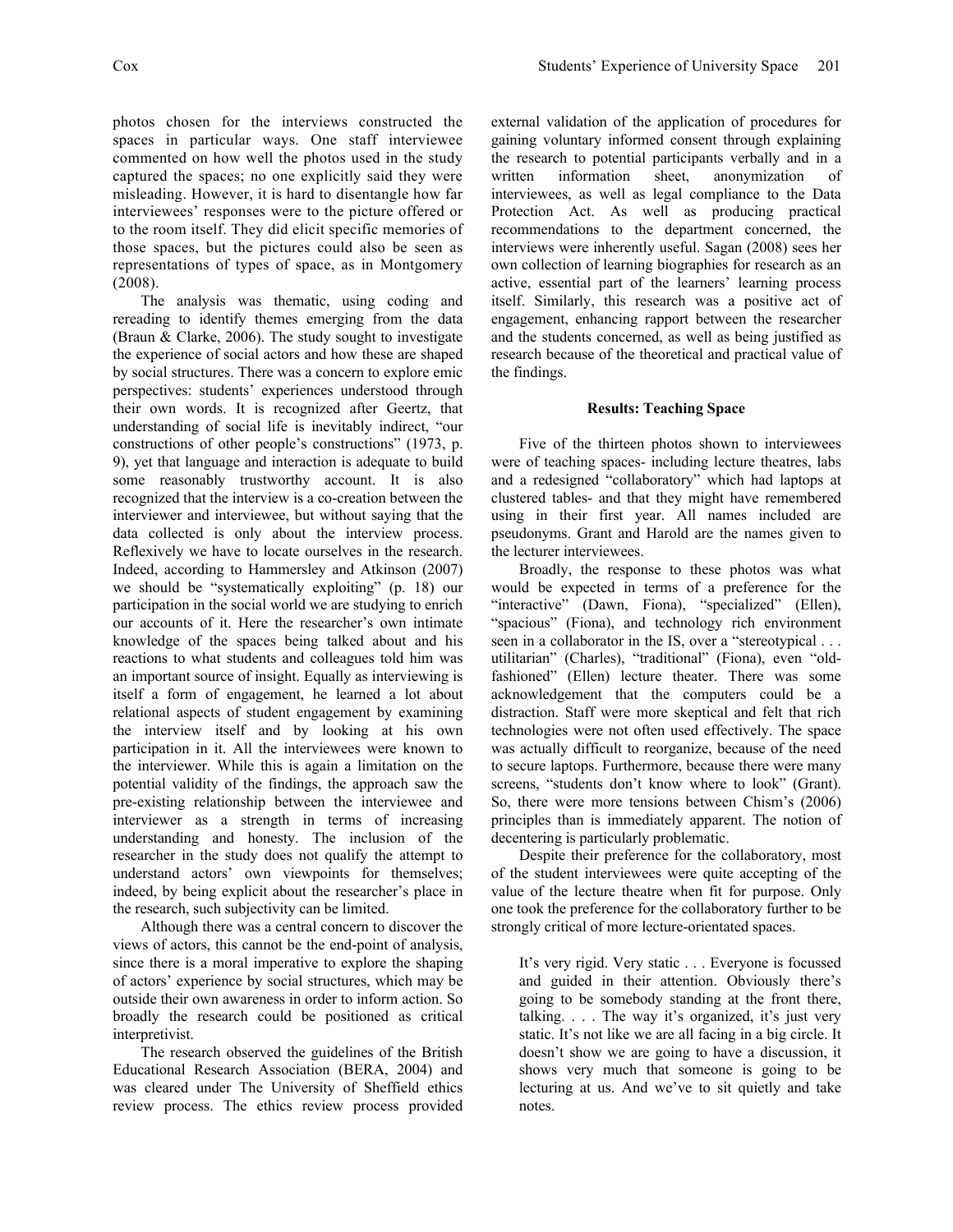photos chosen for the interviews constructed the spaces in particular ways. One staff interviewee commented on how well the photos used in the study captured the spaces; no one explicitly said they were misleading. However, it is hard to disentangle how far interviewees' responses were to the picture offered or to the room itself. They did elicit specific memories of those spaces, but the pictures could also be seen as representations of types of space, as in Montgomery (2008).

The analysis was thematic, using coding and rereading to identify themes emerging from the data (Braun & Clarke, 2006). The study sought to investigate the experience of social actors and how these are shaped by social structures. There was a concern to explore emic perspectives: students' experiences understood through their own words. It is recognized after Geertz, that understanding of social life is inevitably indirect, "our constructions of other people's constructions" (1973, p. 9), yet that language and interaction is adequate to build some reasonably trustworthy account. It is also recognized that the interview is a co-creation between the interviewer and interviewee, but without saying that the data collected is only about the interview process. Reflexively we have to locate ourselves in the research. Indeed, according to Hammersley and Atkinson (2007) we should be "systematically exploiting" (p. 18) our participation in the social world we are studying to enrich our accounts of it. Here the researcher's own intimate knowledge of the spaces being talked about and his reactions to what students and colleagues told him was an important source of insight. Equally as interviewing is itself a form of engagement, he learned a lot about relational aspects of student engagement by examining the interview itself and by looking at his own participation in it. All the interviewees were known to the interviewer. While this is again a limitation on the potential validity of the findings, the approach saw the pre-existing relationship between the interviewee and interviewer as a strength in terms of increasing understanding and honesty. The inclusion of the researcher in the study does not qualify the attempt to understand actors' own viewpoints for themselves; indeed, by being explicit about the researcher's place in the research, such subjectivity can be limited.

Although there was a central concern to discover the views of actors, this cannot be the end-point of analysis, since there is a moral imperative to explore the shaping of actors' experience by social structures, which may be outside their own awareness in order to inform action. So broadly the research could be positioned as critical interpretivist.

The research observed the guidelines of the British Educational Research Association (BERA, 2004) and was cleared under The University of Sheffield ethics review process. The ethics review process provided external validation of the application of procedures for gaining voluntary informed consent through explaining the research to potential participants verbally and in a written information sheet, anonymization of interviewees, as well as legal compliance to the Data Protection Act. As well as producing practical recommendations to the department concerned, the interviews were inherently useful. Sagan (2008) sees her own collection of learning biographies for research as an active, essential part of the learners' learning process itself. Similarly, this research was a positive act of engagement, enhancing rapport between the researcher and the students concerned, as well as being justified as research because of the theoretical and practical value of the findings.

## Results: Teaching Space

Five of the thirteen photos shown to interviewees were of teaching spaces- including lecture theatres, labs and a redesigned "collaboratory" which had laptops at clustered tables- and that they might have remembered using in their first year. All names included are pseudonyms. Grant and Harold are the names given to the lecturer interviewees.

Broadly, the response to these photos was what would be expected in terms of a preference for the "interactive" (Dawn, Fiona), "specialized" (Ellen), "spacious" (Fiona), and technology rich environment seen in a collaborator in the IS, over a "stereotypical . . . utilitarian" (Charles), "traditional" (Fiona), even "old-fashioned" (Ellen) lecture theater. There was some acknowledgement that the computers could be a distraction. Staff were more skeptical and felt that rich technologies were not often used effectively. The space was actually difficult to reorganize, because of the need to secure laptops. Furthermore, because there were many screens, "students don't know where to look" (Grant). So, there were more tensions between Chism's (2006) principles than is immediately apparent. The notion of decentering is particularly problematic.

Despite their preference for the collaboratory, most of the student interviewees were quite accepting of the value of the lecture theatre when fit for purpose. Only one took the preference for the collaboratory further to be strongly critical of more lecture-orientated spaces.

> It's very rigid. Very static . . . Everyone is focussed and guided in their attention. Obviously there's going to be somebody standing at the front there, talking. . . . The way it's organized, it's just very static. It's not like we are all facing in a big circle. It doesn't show we are going to have a discussion, it shows very much that someone is going to be lecturing at us. And we've to sit quietly and take notes.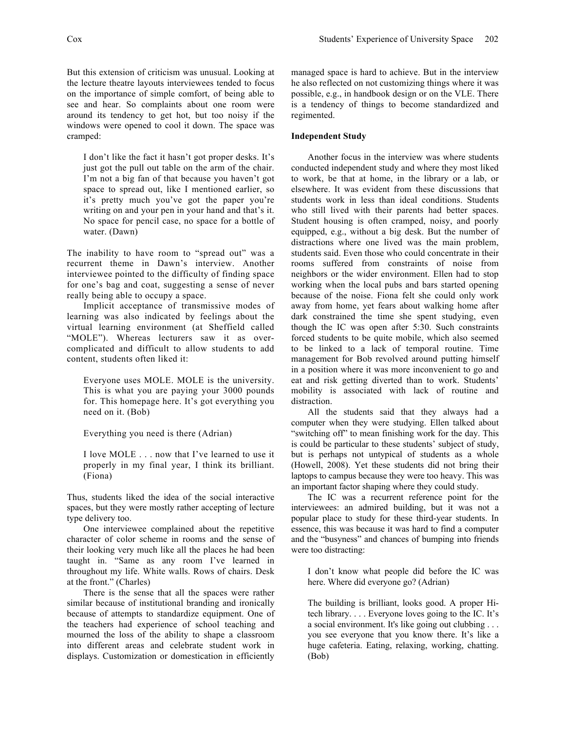But this extension of criticism was unusual. Looking at the lecture theatre layouts interviewees tended to focus on the importance of simple comfort, of being able to see and hear. So complaints about one room were around its tendency to get hot, but too noisy if the windows were opened to cool it down. The space was cramped:

> I don't like the fact it hasn't got proper desks. It's just got the pull out table on the arm of the chair. I'm not a big fan of that because you haven't got space to spread out, like I mentioned earlier, so it's pretty much you've got the paper you're writing on and your pen in your hand and that's it. No space for pencil case, no space for a bottle of water. (Dawn)

The inability to have room to "spread out" was a recurrent theme in Dawn's interview. Another interviewee pointed to the difficulty of finding space for one's bag and coat, suggesting a sense of never really being able to occupy a space.

Implicit acceptance of transmissive modes of learning was also indicated by feelings about the virtual learning environment (at Sheffield called "MOLE"). Whereas lecturers saw it as over-complicated and difficult to allow students to add content, students often liked it:

> Everyone uses MOLE. MOLE is the university. This is what you are paying your 3000 pounds for. This homepage here. It's got everything you need on it. (Bob)

> Everything you need is there (Adrian)

> I love MOLE . . . now that I've learned to use it properly in my final year, I think its brilliant. (Fiona)

Thus, students liked the idea of the social interactive spaces, but they were mostly rather accepting of lecture type delivery too.

One interviewee complained about the repetitive character of color scheme in rooms and the sense of their looking very much like all the places he had been taught in. "Same as any room I've learned in throughout my life. White walls. Rows of chairs. Desk at the front." (Charles)

There is the sense that all the spaces were rather similar because of institutional branding and ironically because of attempts to standardize equipment. One of the teachers had experience of school teaching and mourned the loss of the ability to shape a classroom into different areas and celebrate student work in displays. Customization or domestication in efficiently managed space is hard to achieve. But in the interview he also reflected on not customizing things where it was possible, e.g., in handbook design or on the VLE. There is a tendency of things to become standardized and regimented.

### Independent Study

Another focus in the interview was where students conducted independent study and where they most liked to work, be that at home, in the library or a lab, or elsewhere. It was evident from these discussions that students work in less than ideal conditions. Students who still lived with their parents had better spaces. Student housing is often cramped, noisy, and poorly equipped, e.g., without a big desk. But the number of distractions where one lived was the main problem, students said. Even those who could concentrate in their rooms suffered from constraints of noise from neighbors or the wider environment. Ellen had to stop working when the local pubs and bars started opening because of the noise. Fiona felt she could only work away from home, yet fears about walking home after dark constrained the time she spent studying, even though the IC was open after 5:30. Such constraints forced students to be quite mobile, which also seemed to be linked to a lack of temporal routine. Time management for Bob revolved around putting himself in a position where it was more inconvenient to go and eat and risk getting diverted than to work. Students' mobility is associated with lack of routine and distraction.

All the students said that they always had a computer when they were studying. Ellen talked about "switching off" to mean finishing work for the day. This is could be particular to these students' subject of study, but is perhaps not untypical of students as a whole (Howell, 2008). Yet these students did not bring their laptops to campus because they were too heavy. This was an important factor shaping where they could study.

The IC was a recurrent reference point for the interviewees: an admired building, but it was not a popular place to study for these third-year students. In essence, this was because it was hard to find a computer and the "busyness" and chances of bumping into friends were too distracting:

> I don't know what people did before the IC was here. Where did everyone go? (Adrian)

> The building is brilliant, looks good. A proper Hi-tech library. . . . Everyone loves going to the IC. It's a social environment. It's like going out clubbing . . . you see everyone that you know there. It's like a huge cafeteria. Eating, relaxing, working, chatting. (Bob)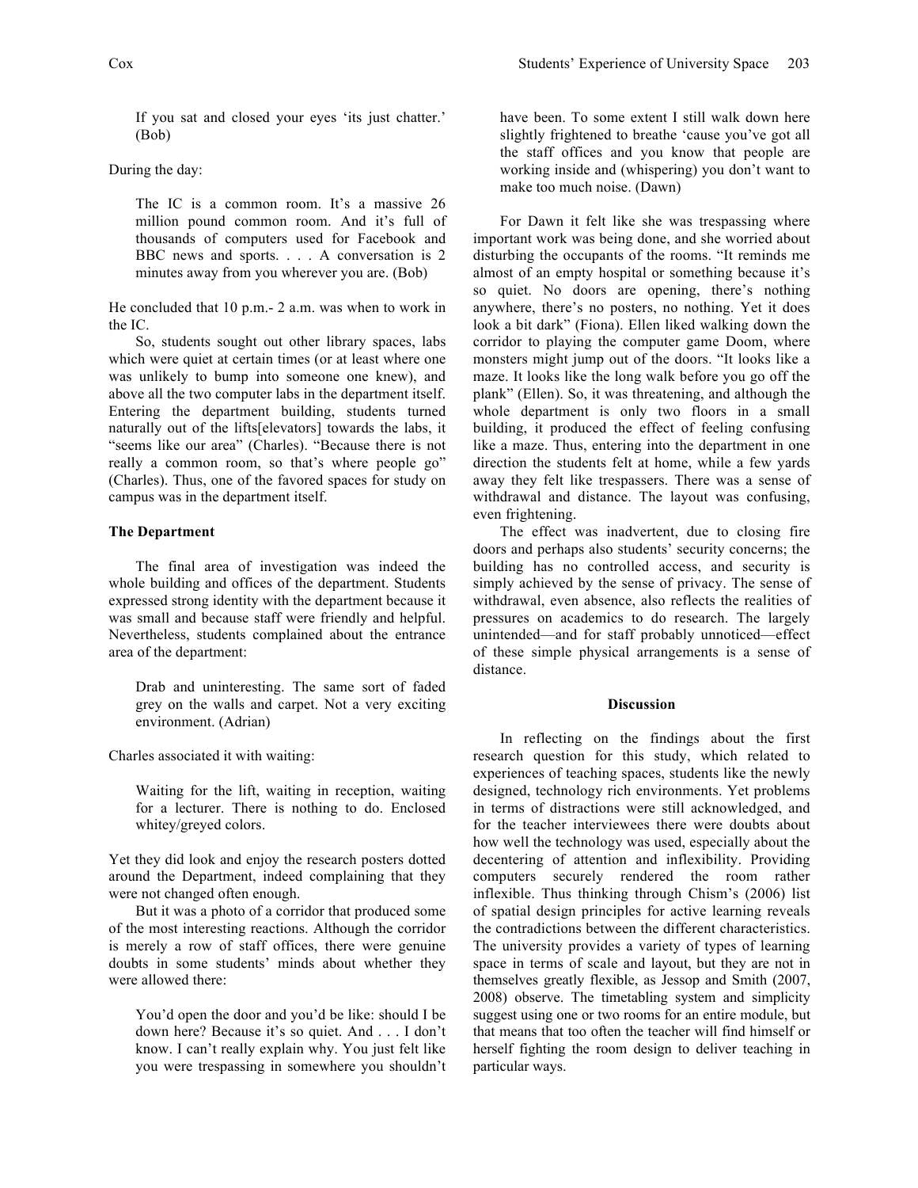> If you sat and closed your eyes 'its just chatter.' (Bob)

During the day:

> The IC is a common room. It's a massive 26 million pound common room. And it's full of thousands of computers used for Facebook and BBC news and sports. . . . A conversation is 2 minutes away from you wherever you are. (Bob)

He concluded that 10 p.m.- 2 a.m. was when to work in the IC.

So, students sought out other library spaces, labs which were quiet at certain times (or at least where one was unlikely to bump into someone one knew), and above all the two computer labs in the department itself. Entering the department building, students turned naturally out of the lifts[elevators] towards the labs, it "seems like our area" (Charles). "Because there is not really a common room, so that's where people go" (Charles). Thus, one of the favored spaces for study on campus was in the department itself.

### The Department

The final area of investigation was indeed the whole building and offices of the department. Students expressed strong identity with the department because it was small and because staff were friendly and helpful. Nevertheless, students complained about the entrance area of the department:

> Drab and uninteresting. The same sort of faded grey on the walls and carpet. Not a very exciting environment. (Adrian)

Charles associated it with waiting:

> Waiting for the lift, waiting in reception, waiting for a lecturer. There is nothing to do. Enclosed whitey/greyed colors.

Yet they did look and enjoy the research posters dotted around the Department, indeed complaining that they were not changed often enough.

But it was a photo of a corridor that produced some of the most interesting reactions. Although the corridor is merely a row of staff offices, there were genuine doubts in some students' minds about whether they were allowed there:

> You'd open the door and you'd be like: should I be down here? Because it's so quiet. And . . . I don't know. I can't really explain why. You just felt like you were trespassing in somewhere you shouldn't have been. To some extent I still walk down here slightly frightened to breathe 'cause you've got all the staff offices and you know that people are working inside and (whispering) you don't want to make too much noise. (Dawn)

For Dawn it felt like she was trespassing where important work was being done, and she worried about disturbing the occupants of the rooms. "It reminds me almost of an empty hospital or something because it's so quiet. No doors are opening, there's nothing anywhere, there's no posters, no nothing. Yet it does look a bit dark" (Fiona). Ellen liked walking down the corridor to playing the computer game Doom, where monsters might jump out of the doors. "It looks like a maze. It looks like the long walk before you go off the plank" (Ellen). So, it was threatening, and although the whole department is only two floors in a small building, it produced the effect of feeling confusing like a maze. Thus, entering into the department in one direction the students felt at home, while a few yards away they felt like trespassers. There was a sense of withdrawal and distance. The layout was confusing, even frightening.

The effect was inadvertent, due to closing fire doors and perhaps also students' security concerns; the building has no controlled access, and security is simply achieved by the sense of privacy. The sense of withdrawal, even absence, also reflects the realities of pressures on academics to do research. The largely unintended—and for staff probably unnoticed—effect of these simple physical arrangements is a sense of distance.

## Discussion

In reflecting on the findings about the first research question for this study, which related to experiences of teaching spaces, students like the newly designed, technology rich environments. Yet problems in terms of distractions were still acknowledged, and for the teacher interviewees there were doubts about how well the technology was used, especially about the decentering of attention and inflexibility. Providing computers securely rendered the room rather inflexible. Thus thinking through Chism's (2006) list of spatial design principles for active learning reveals the contradictions between the different characteristics. The university provides a variety of types of learning space in terms of scale and layout, but they are not in themselves greatly flexible, as Jessop and Smith (2007, 2008) observe. The timetabling system and simplicity suggest using one or two rooms for an entire module, but that means that too often the teacher will find himself or herself fighting the room design to deliver teaching in particular ways.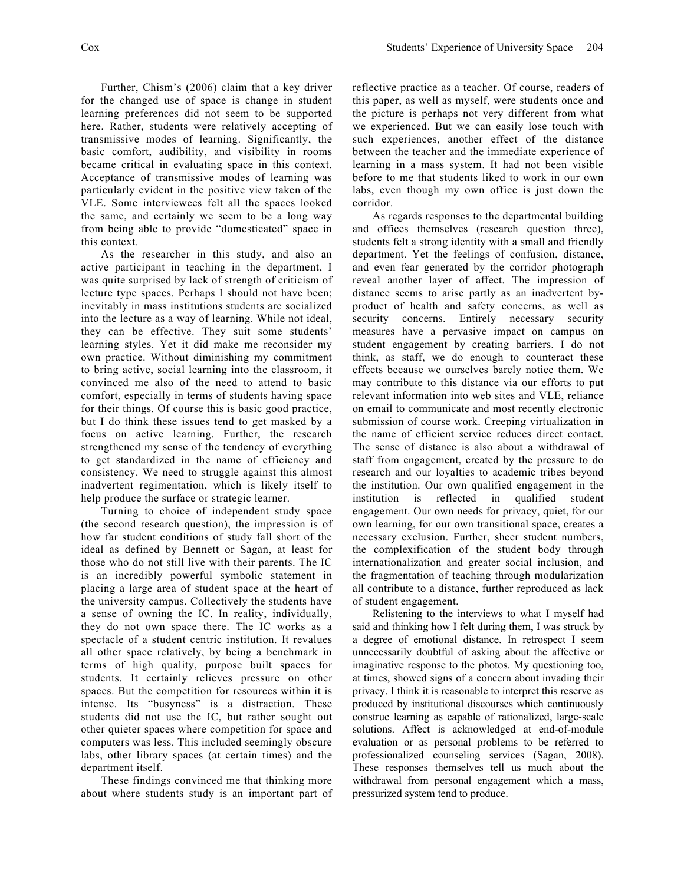Further, Chism's (2006) claim that a key driver for the changed use of space is change in student learning preferences did not seem to be supported here. Rather, students were relatively accepting of transmissive modes of learning. Significantly, the basic comfort, audibility, and visibility in rooms became critical in evaluating space in this context. Acceptance of transmissive modes of learning was particularly evident in the positive view taken of the VLE. Some interviewees felt all the spaces looked the same, and certainly we seem to be a long way from being able to provide "domesticated" space in this context.

As the researcher in this study, and also an active participant in teaching in the department, I was quite surprised by lack of strength of criticism of lecture type spaces. Perhaps I should not have been; inevitably in mass institutions students are socialized into the lecture as a way of learning. While not ideal, they can be effective. They suit some students' learning styles. Yet it did make me reconsider my own practice. Without diminishing my commitment to bring active, social learning into the classroom, it convinced me also of the need to attend to basic comfort, especially in terms of students having space for their things. Of course this is basic good practice, but I do think these issues tend to get masked by a focus on active learning. Further, the research strengthened my sense of the tendency of everything to get standardized in the name of efficiency and consistency. We need to struggle against this almost inadvertent regimentation, which is likely itself to help produce the surface or strategic learner.

Turning to choice of independent study space (the second research question), the impression is of how far student conditions of study fall short of the ideal as defined by Bennett or Sagan, at least for those who do not still live with their parents. The IC is an incredibly powerful symbolic statement in placing a large area of student space at the heart of the university campus. Collectively the students have a sense of owning the IC. In reality, individually, they do not own space there. The IC works as a spectacle of a student centric institution. It revalues all other space relatively, by being a benchmark in terms of high quality, purpose built spaces for students. It certainly relieves pressure on other spaces. But the competition for resources within it is intense. Its "busyness" is a distraction. These students did not use the IC, but rather sought out other quieter spaces where competition for space and computers was less. This included seemingly obscure labs, other library spaces (at certain times) and the department itself.

These findings convinced me that thinking more about where students study is an important part of reflective practice as a teacher. Of course, readers of this paper, as well as myself, were students once and the picture is perhaps not very different from what we experienced. But we can easily lose touch with such experiences, another effect of the distance between the teacher and the immediate experience of learning in a mass system. It had not been visible before to me that students liked to work in our own labs, even though my own office is just down the corridor.

As regards responses to the departmental building and offices themselves (research question three), students felt a strong identity with a small and friendly department. Yet the feelings of confusion, distance, and even fear generated by the corridor photograph reveal another layer of affect. The impression of distance seems to arise partly as an inadvertent by-product of health and safety concerns, as well as security concerns. Entirely necessary security measures have a pervasive impact on campus on student engagement by creating barriers. I do not think, as staff, we do enough to counteract these effects because we ourselves barely notice them. We may contribute to this distance via our efforts to put relevant information into web sites and VLE, reliance on email to communicate and most recently electronic submission of course work. Creeping virtualization in the name of efficient service reduces direct contact. The sense of distance is also about a withdrawal of staff from engagement, created by the pressure to do research and our loyalties to academic tribes beyond the institution. Our own qualified engagement in the institution is reflected in qualified student engagement. Our own needs for privacy, quiet, for our own learning, for our own transitional space, creates a necessary exclusion. Further, sheer student numbers, the complexification of the student body through internationalization and greater social inclusion, and the fragmentation of teaching through modularization all contribute to a distance, further reproduced as lack of student engagement.

Relistening to the interviews to what I myself had said and thinking how I felt during them, I was struck by a degree of emotional distance. In retrospect I seem unnecessarily doubtful of asking about the affective or imaginative response to the photos. My questioning too, at times, showed signs of a concern about invading their privacy. I think it is reasonable to interpret this reserve as produced by institutional discourses which continuously construe learning as capable of rationalized, large-scale solutions. Affect is acknowledged at end-of-module evaluation or as personal problems to be referred to professionalized counseling services (Sagan, 2008). These responses themselves tell us much about the withdrawal from personal engagement which a mass, pressurized system tend to produce.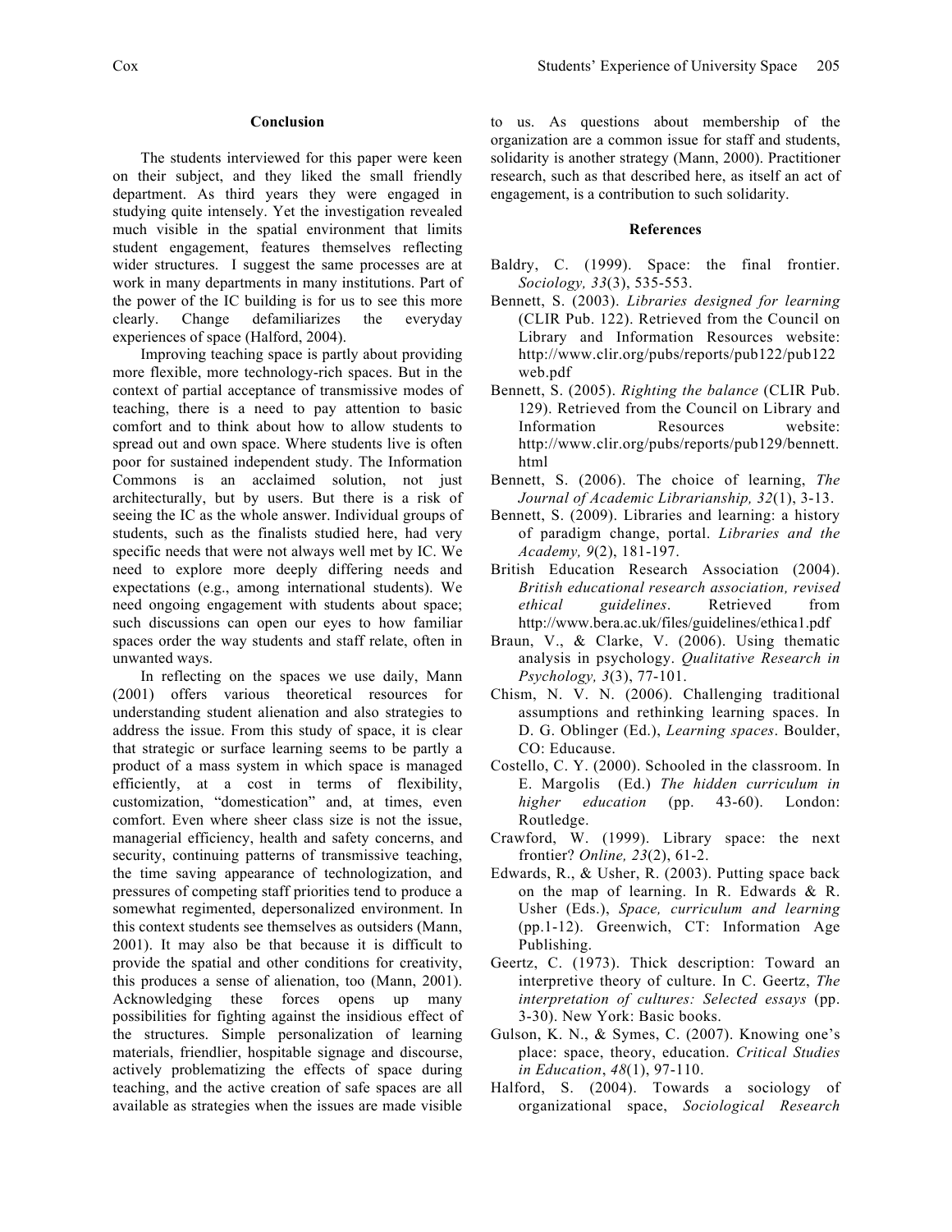## Conclusion

The students interviewed for this paper were keen on their subject, and they liked the small friendly department. As third years they were engaged in studying quite intensely. Yet the investigation revealed much visible in the spatial environment that limits student engagement, features themselves reflecting wider structures. I suggest the same processes are at work in many departments in many institutions. Part of the power of the IC building is for us to see this more clearly. Change defamiliarizes the everyday experiences of space (Halford, 2004).

Improving teaching space is partly about providing more flexible, more technology-rich spaces. But in the context of partial acceptance of transmissive modes of teaching, there is a need to pay attention to basic comfort and to think about how to allow students to spread out and own space. Where students live is often poor for sustained independent study. The Information Commons is an acclaimed solution, not just architecturally, but by users. But there is a risk of seeing the IC as the whole answer. Individual groups of students, such as the finalists studied here, had very specific needs that were not always well met by IC. We need to explore more deeply differing needs and expectations (e.g., among international students). We need ongoing engagement with students about space; such discussions can open our eyes to how familiar spaces order the way students and staff relate, often in unwanted ways.

In reflecting on the spaces we use daily, Mann (2001) offers various theoretical resources for understanding student alienation and also strategies to address the issue. From this study of space, it is clear that strategic or surface learning seems to be partly a product of a mass system in which space is managed efficiently, at a cost in terms of flexibility, customization, "domestication" and, at times, even comfort. Even where sheer class size is not the issue, managerial efficiency, health and safety concerns, and security, continuing patterns of transmissive teaching, the time saving appearance of technologization, and pressures of competing staff priorities tend to produce a somewhat regimented, depersonalized environment. In this context students see themselves as outsiders (Mann, 2001). It may also be that because it is difficult to provide the spatial and other conditions for creativity, this produces a sense of alienation, too (Mann, 2001). Acknowledging these forces opens up many possibilities for fighting against the insidious effect of the structures. Simple personalization of learning materials, friendlier, hospitable signage and discourse, actively problematizing the effects of space during teaching, and the active creation of safe spaces are all available as strategies when the issues are made visible to us. As questions about membership of the organization are a common issue for staff and students, solidarity is another strategy (Mann, 2000). Practitioner research, such as that described here, as itself an act of engagement, is a contribution to such solidarity.

## References

Baldry, C. (1999). Space: the final frontier. *Sociology, 33*(3), 535-553.

Bennett, S. (2003). *Libraries designed for learning* (CLIR Pub. 122). Retrieved from the Council on Library and Information Resources website: http://www.clir.org/pubs/reports/pub122/pub122web.pdf

Bennett, S. (2005). *Righting the balance* (CLIR Pub. 129). Retrieved from the Council on Library and Information Resources website: http://www.clir.org/pubs/reports/pub129/bennett.html

Bennett, S. (2006). The choice of learning, *The Journal of Academic Librarianship, 32*(1), 3-13.

Bennett, S. (2009). Libraries and learning: a history of paradigm change, portal. *Libraries and the Academy, 9*(2), 181-197.

British Education Research Association (2004). *British educational research association, revised ethical guidelines*. Retrieved from http://www.bera.ac.uk/files/guidelines/ethica1.pdf

Braun, V., & Clarke, V. (2006). Using thematic analysis in psychology. *Qualitative Research in Psychology, 3*(3), 77-101.

Chism, N. V. N. (2006). Challenging traditional assumptions and rethinking learning spaces. In D. G. Oblinger (Ed.), *Learning spaces*. Boulder, CO: Educause.

Costello, C. Y. (2000). Schooled in the classroom. In E. Margolis (Ed.) *The hidden curriculum in higher education* (pp. 43-60). London: Routledge.

Crawford, W. (1999). Library space: the next frontier? *Online, 23*(2), 61-2.

Edwards, R., & Usher, R. (2003). Putting space back on the map of learning. In R. Edwards & R. Usher (Eds.), *Space, curriculum and learning* (pp.1-12). Greenwich, CT: Information Age Publishing.

Geertz, C. (1973). Thick description: Toward an interpretive theory of culture. In C. Geertz, *The interpretation of cultures: Selected essays* (pp. 3-30). New York: Basic books.

Gulson, K. N., & Symes, C. (2007). Knowing one's place: space, theory, education. *Critical Studies in Education*, *48*(1), 97-110.

Halford, S. (2004). Towards a sociology of organizational space, *Sociological Research*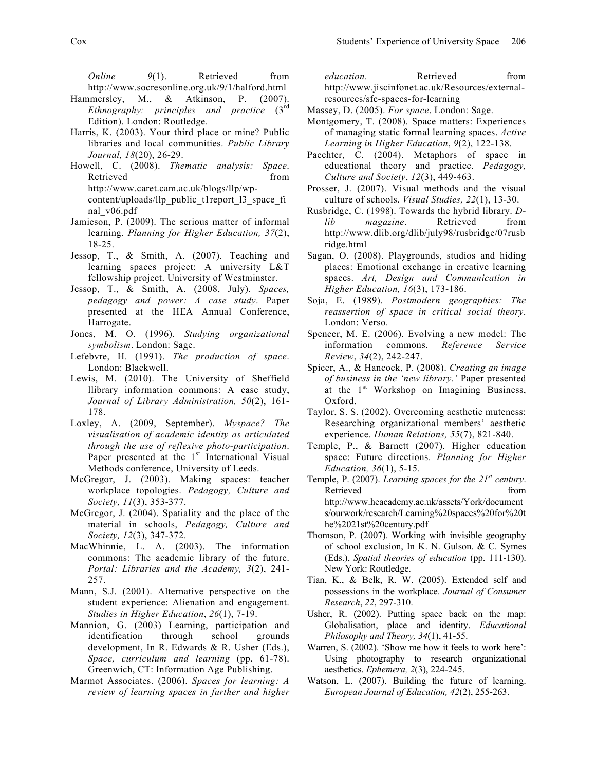*Online* 9(1). Retrieved from http://www.socresonline.org.uk/9/1/halford.html

Hammersley, M., & Atkinson, P. (2007). *Ethnography: principles and practice* (3rd Edition). London: Routledge.

Harris, K. (2003). Your third place or mine? Public libraries and local communities. *Public Library Journal, 18*(20), 26-29.

Howell, C. (2008). *Thematic analysis: Space*. Retrieved from http://www.caret.cam.ac.uk/blogs/llp/wp-content/uploads/llp_public_t1report_l3_space_final_v06.pdf

Jamieson, P. (2009). The serious matter of informal learning. *Planning for Higher Education, 37*(2), 18-25.

Jessop, T., & Smith, A. (2007). Teaching and learning spaces project: A university L&T fellowship project. University of Westminster.

Jessop, T., & Smith, A. (2008, July). *Spaces, pedagogy and power: A case study*. Paper presented at the HEA Annual Conference, Harrogate.

Jones, M. O. (1996). *Studying organizational symbolism*. London: Sage.

Lefebvre, H. (1991). *The production of space*. London: Blackwell.

Lewis, M. (2010). The University of Sheffield llibrary information commons: A case study, *Journal of Library Administration, 50*(2), 161-178.

Loxley, A. (2009, September). *Myspace? The visualisation of academic identity as articulated through the use of reflexive photo-participation*. Paper presented at the 1st International Visual Methods conference, University of Leeds.

McGregor, J. (2003). Making spaces: teacher workplace topologies. *Pedagogy, Culture and Society, 11*(3), 353-377.

McGregor, J. (2004). Spatiality and the place of the material in schools, *Pedagogy, Culture and Society, 12*(3), 347-372.

MacWhinnie, L. A. (2003). The information commons: The academic library of the future. *Portal: Libraries and the Academy, 3*(2), 241-257.

Mann, S.J. (2001). Alternative perspective on the student experience: Alienation and engagement. *Studies in Higher Education*, *26*(1), 7-19.

Mannion, G. (2003) Learning, participation and identification through school grounds development, In R. Edwards & R. Usher (Eds.), *Space, curriculum and learning* (pp. 61-78). Greenwich, CT: Information Age Publishing.

Marmot Associates. (2006). *Spaces for learning: A review of learning spaces in further and higher education*. Retrieved from http://www.jiscinfonet.ac.uk/Resources/external-resources/sfc-spaces-for-learning

Massey, D. (2005). *For space*. London: Sage.

Montgomery, T. (2008). Space matters: Experiences of managing static formal learning spaces. *Active Learning in Higher Education*, *9*(2), 122-138.

Paechter, C. (2004). Metaphors of space in educational theory and practice. *Pedagogy, Culture and Society*, *12*(3), 449-463.

Prosser, J. (2007). Visual methods and the visual culture of schools. *Visual Studies, 22*(1), 13-30.

Rusbridge, C. (1998). Towards the hybrid library. *D-lib magazine*. Retrieved from http://www.dlib.org/dlib/july98/rusbridge/07rusbridge.html

Sagan, O. (2008). Playgrounds, studios and hiding places: Emotional exchange in creative learning spaces. *Art, Design and Communication in Higher Education, 16*(3), 173-186.

Soja, E. (1989). *Postmodern geographies: The reassertion of space in critical social theory*. London: Verso.

Spencer, M. E. (2006). Evolving a new model: The information commons. *Reference Service Review*, *34*(2), 242-247.

Spicer, A., & Hancock, P. (2008). *Creating an image of business in the 'new library.'* Paper presented at the 1st Workshop on Imagining Business, Oxford.

Taylor, S. S. (2002). Overcoming aesthetic muteness: Researching organizational members' aesthetic experience. *Human Relations, 55*(7), 821-840.

Temple, P., & Barnett (2007). Higher education space: Future directions. *Planning for Higher Education, 36*(1), 5-15.

Temple, P. (2007). *Learning spaces for the 21st century*. Retrieved from http://www.heacademy.ac.uk/assets/York/documents/ourwork/research/Learning%20spaces%20for%20the%2021st%20century.pdf

Thomson, P. (2007). Working with invisible geography of school exclusion, In K. N. Gulson. & C. Symes (Eds.), *Spatial theories of education* (pp. 111-130). New York: Routledge.

Tian, K., & Belk, R. W. (2005). Extended self and possessions in the workplace. *Journal of Consumer Research*, *22*, 297-310.

Usher, R. (2002). Putting space back on the map: Globalisation, place and identity. *Educational Philosophy and Theory, 34*(1), 41-55.

Warren, S. (2002). 'Show me how it feels to work here': Using photography to research organizational aesthetics. *Ephemera, 2*(3), 224-245.

Watson, L. (2007). Building the future of learning. *European Journal of Education, 42*(2), 255-263.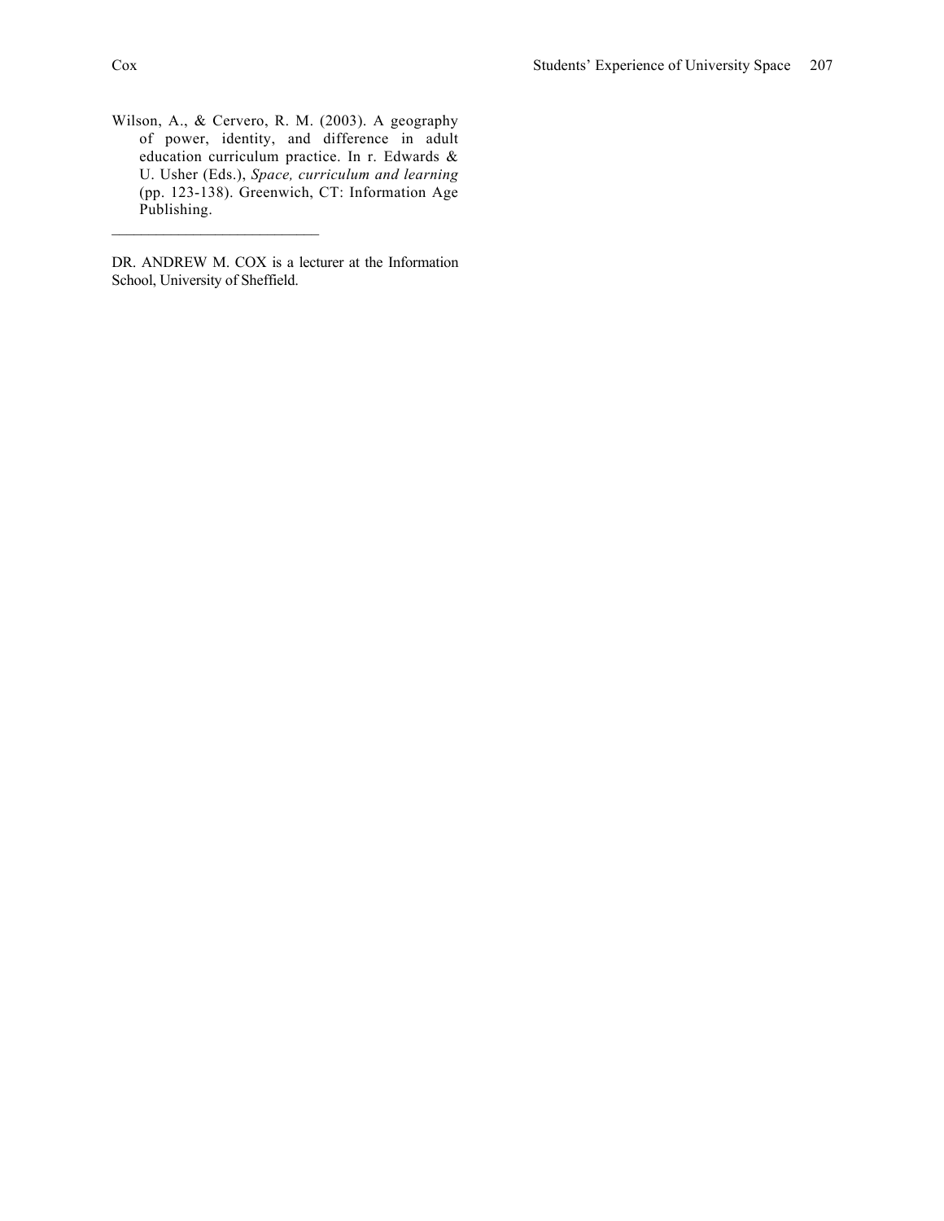Wilson, A., & Cervero, R. M. (2003). A geography of power, identity, and difference in adult education curriculum practice. In r. Edwards & U. Usher (Eds.), *Space, curriculum and learning* (pp. 123-138). Greenwich, CT: Information Age Publishing.

---

DR. ANDREW M. COX is a lecturer at the Information School, University of Sheffield.